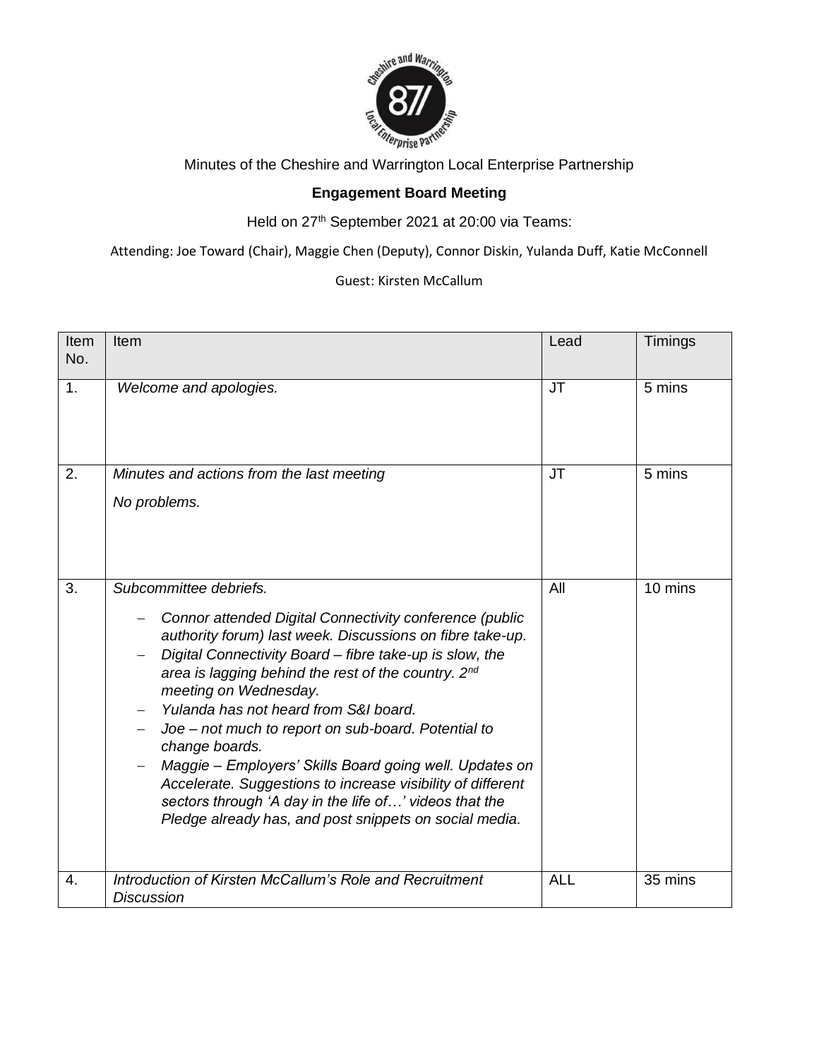Minutes of the Cheshire and Warrington Local Enterprise Partnership

**Engagement Board Meeting**

Held on 27th September 2021 at 20:00 via Teams:

Attending: Joe Toward (Chair), Maggie Chen (Deputy), Connor Diskin, Yulanda Duff, Katie McConnell

Guest: Kirsten McCallum

| Item No. | Item | Lead | Timings |
|---|---|---|---|
| 1. | *Welcome and apologies.* | JT | 5 mins |
| 2. | *Minutes and actions from the last meeting*<br><br>*No problems.* | JT | 5 mins |
| 3. | *Subcommittee debriefs.*<br><br>– *Connor attended Digital Connectivity conference (public authority forum) last week. Discussions on fibre take-up.*<br>– *Digital Connectivity Board – fibre take-up is slow, the area is lagging behind the rest of the country. 2nd meeting on Wednesday.*<br>– *Yulanda has not heard from S&I board.*<br>– *Joe – not much to report on sub-board. Potential to change boards.*<br>– *Maggie – Employers' Skills Board going well. Updates on Accelerate. Suggestions to increase visibility of different sectors through 'A day in the life of…' videos that the Pledge already has, and post snippets on social media.* | All | 10 mins |
| 4. | *Introduction of Kirsten McCallum's Role and Recruitment Discussion* | ALL | 35 mins |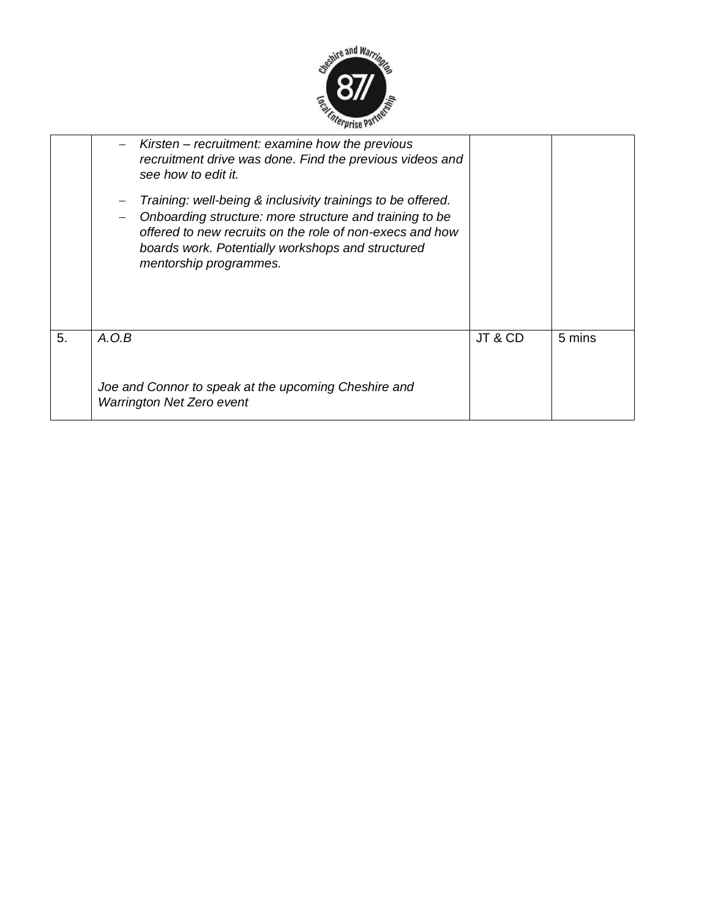| | | | |
|---|---|---|---|
| | – *Kirsten – recruitment: examine how the previous recruitment drive was done. Find the previous videos and see how to edit it.*<br>– *Training: well-being & inclusivity trainings to be offered.*<br>– *Onboarding structure: more structure and training to be offered to new recruits on the role of non-execs and how boards work. Potentially workshops and structured mentorship programmes.* | | |
| 5. | *A.O.B*<br><br>*Joe and Connor to speak at the upcoming Cheshire and Warrington Net Zero event* | JT & CD | 5 mins |